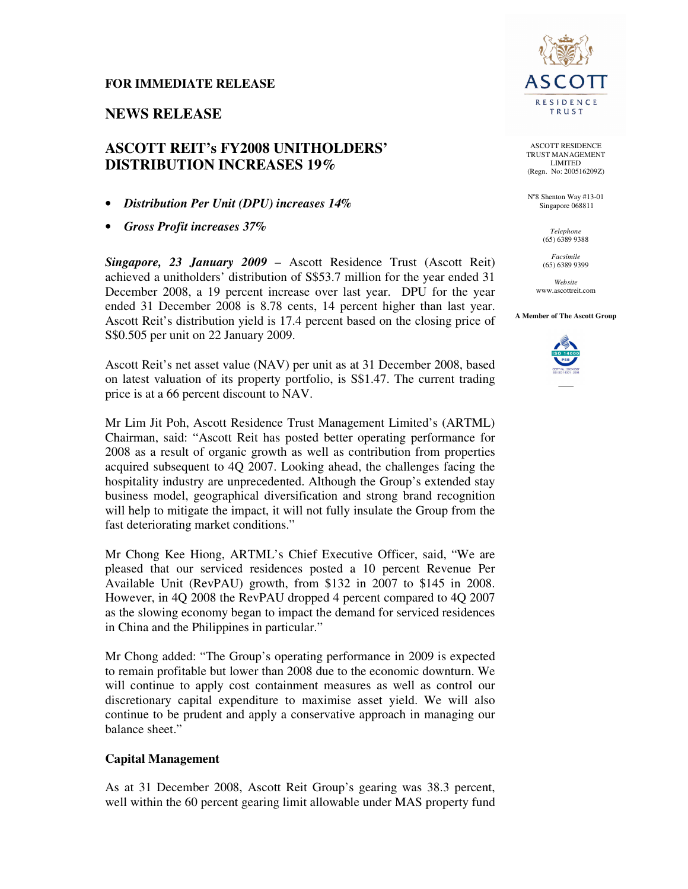**FOR IMMEDIATE RELEASE**

## NEWS RELEASE

# ASCOTT REIT's FY2008 UNITHOLDERS' DISTRIBUTION INCREASES 19%

- ***Distribution Per Unit (DPU) increases 14%***
- ***Gross Profit increases 37%***

ASCOTT RESIDENCE TRUST MANAGEMENT LIMITED
(Regn. No: 200516209Z)

N°8 Shenton Way #13-01
Singapore 068811

*Telephone*
(65) 6389 9388

*Facsimile*
(65) 6389 9399

*Website*
www.ascottreit.com

**A Member of The Ascott Group**

***Singapore, 23 January 2009*** – Ascott Residence Trust (Ascott Reit) achieved a unitholders' distribution of S$53.7 million for the year ended 31 December 2008, a 19 percent increase over last year. DPU for the year ended 31 December 2008 is 8.78 cents, 14 percent higher than last year. Ascott Reit's distribution yield is 17.4 percent based on the closing price of S$0.505 per unit on 22 January 2009.

Ascott Reit's net asset value (NAV) per unit as at 31 December 2008, based on latest valuation of its property portfolio, is S$1.47. The current trading price is at a 66 percent discount to NAV.

Mr Lim Jit Poh, Ascott Residence Trust Management Limited's (ARTML) Chairman, said: "Ascott Reit has posted better operating performance for 2008 as a result of organic growth as well as contribution from properties acquired subsequent to 4Q 2007. Looking ahead, the challenges facing the hospitality industry are unprecedented. Although the Group's extended stay business model, geographical diversification and strong brand recognition will help to mitigate the impact, it will not fully insulate the Group from the fast deteriorating market conditions."

Mr Chong Kee Hiong, ARTML's Chief Executive Officer, said, "We are pleased that our serviced residences posted a 10 percent Revenue Per Available Unit (RevPAU) growth, from $132 in 2007 to $145 in 2008. However, in 4Q 2008 the RevPAU dropped 4 percent compared to 4Q 2007 as the slowing economy began to impact the demand for serviced residences in China and the Philippines in particular."

Mr Chong added: "The Group's operating performance in 2009 is expected to remain profitable but lower than 2008 due to the economic downturn. We will continue to apply cost containment measures as well as control our discretionary capital expenditure to maximise asset yield. We will also continue to be prudent and apply a conservative approach in managing our balance sheet."

### Capital Management

As at 31 December 2008, Ascott Reit Group's gearing was 38.3 percent, well within the 60 percent gearing limit allowable under MAS property fund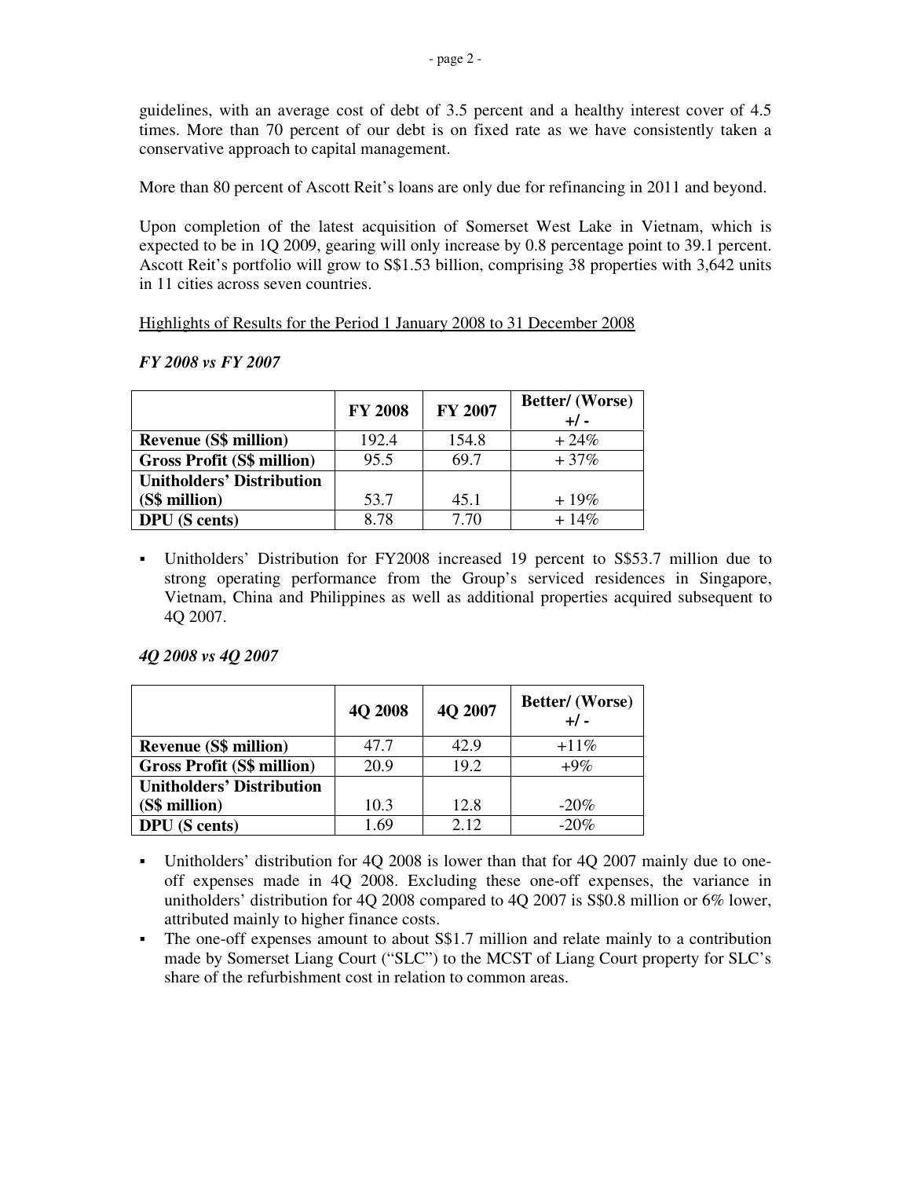guidelines, with an average cost of debt of 3.5 percent and a healthy interest cover of 4.5 times. More than 70 percent of our debt is on fixed rate as we have consistently taken a conservative approach to capital management.

More than 80 percent of Ascott Reit's loans are only due for refinancing in 2011 and beyond.

Upon completion of the latest acquisition of Somerset West Lake in Vietnam, which is expected to be in 1Q 2009, gearing will only increase by 0.8 percentage point to 39.1 percent. Ascott Reit's portfolio will grow to S$1.53 billion, comprising 38 properties with 3,642 units in 11 cities across seven countries.

<u>Highlights of Results for the Period 1 January 2008 to 31 December 2008</u>

***FY 2008 vs FY 2007***

| | FY 2008 | FY 2007 | Better/ (Worse) +/ - |
|---|---|---|---|
| **Revenue (S$ million)** | 192.4 | 154.8 | + 24% |
| **Gross Profit (S$ million)** | 95.5 | 69.7 | + 37% |
| **Unitholders' Distribution (S$ million)** | 53.7 | 45.1 | + 19% |
| **DPU (S cents)** | 8.78 | 7.70 | + 14% |

- Unitholders' Distribution for FY2008 increased 19 percent to S$53.7 million due to strong operating performance from the Group's serviced residences in Singapore, Vietnam, China and Philippines as well as additional properties acquired subsequent to 4Q 2007.

***4Q 2008 vs 4Q 2007***

| | 4Q 2008 | 4Q 2007 | Better/ (Worse) +/ - |
|---|---|---|---|
| **Revenue (S$ million)** | 47.7 | 42.9 | +11% |
| **Gross Profit (S$ million)** | 20.9 | 19.2 | +9% |
| **Unitholders' Distribution (S$ million)** | 10.3 | 12.8 | -20% |
| **DPU (S cents)** | 1.69 | 2.12 | -20% |

- Unitholders' distribution for 4Q 2008 is lower than that for 4Q 2007 mainly due to one-off expenses made in 4Q 2008. Excluding these one-off expenses, the variance in unitholders' distribution for 4Q 2008 compared to 4Q 2007 is S$0.8 million or 6% lower, attributed mainly to higher finance costs.
- The one-off expenses amount to about S$1.7 million and relate mainly to a contribution made by Somerset Liang Court ("SLC") to the MCST of Liang Court property for SLC's share of the refurbishment cost in relation to common areas.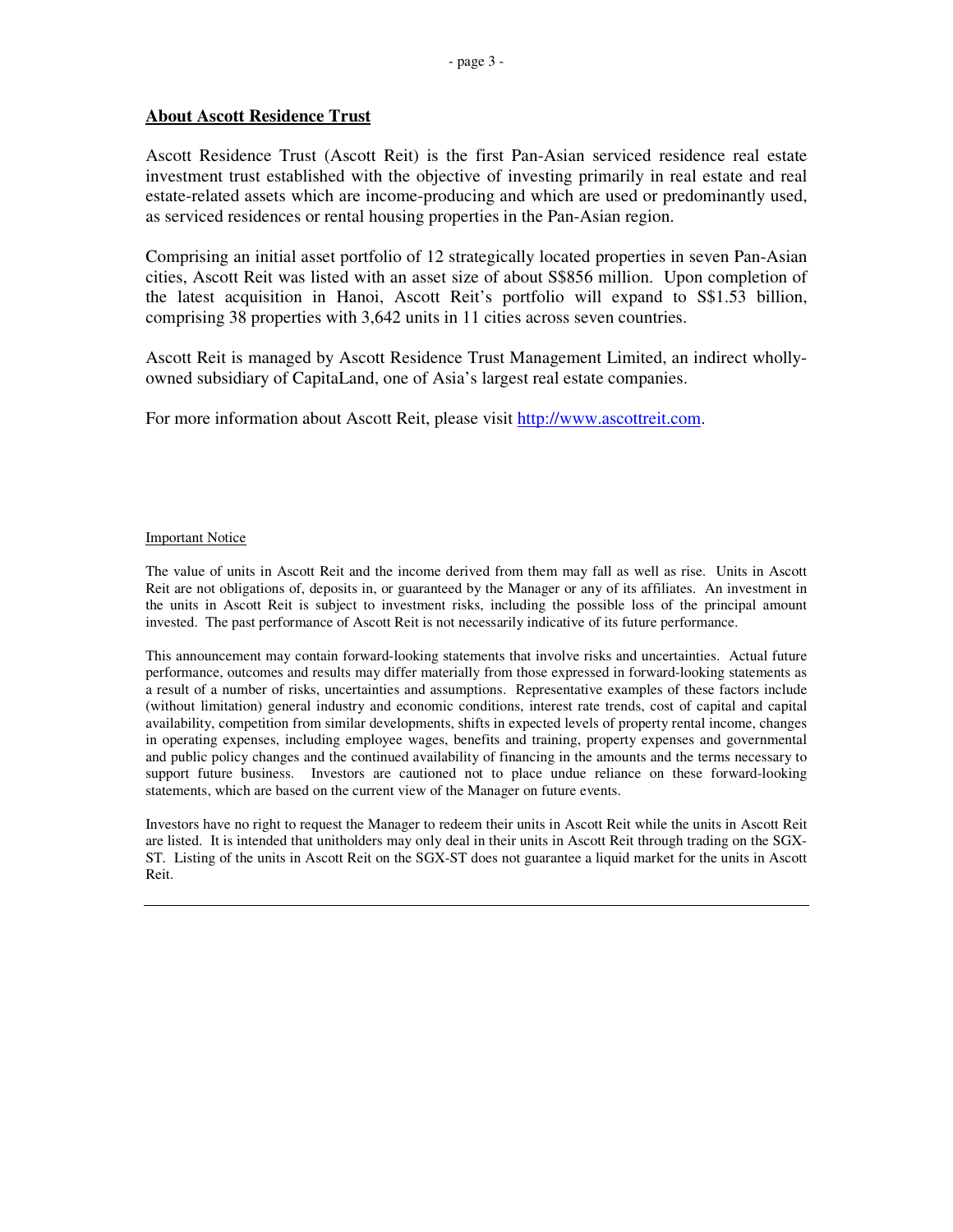## About Ascott Residence Trust

Ascott Residence Trust (Ascott Reit) is the first Pan-Asian serviced residence real estate investment trust established with the objective of investing primarily in real estate and real estate-related assets which are income-producing and which are used or predominantly used, as serviced residences or rental housing properties in the Pan-Asian region.

Comprising an initial asset portfolio of 12 strategically located properties in seven Pan-Asian cities, Ascott Reit was listed with an asset size of about S$856 million. Upon completion of the latest acquisition in Hanoi, Ascott Reit's portfolio will expand to S$1.53 billion, comprising 38 properties with 3,642 units in 11 cities across seven countries.

Ascott Reit is managed by Ascott Residence Trust Management Limited, an indirect wholly-owned subsidiary of CapitaLand, one of Asia's largest real estate companies.

For more information about Ascott Reit, please visit http://www.ascottreit.com.

Important Notice

The value of units in Ascott Reit and the income derived from them may fall as well as rise. Units in Ascott Reit are not obligations of, deposits in, or guaranteed by the Manager or any of its affiliates. An investment in the units in Ascott Reit is subject to investment risks, including the possible loss of the principal amount invested. The past performance of Ascott Reit is not necessarily indicative of its future performance.

This announcement may contain forward-looking statements that involve risks and uncertainties. Actual future performance, outcomes and results may differ materially from those expressed in forward-looking statements as a result of a number of risks, uncertainties and assumptions. Representative examples of these factors include (without limitation) general industry and economic conditions, interest rate trends, cost of capital and capital availability, competition from similar developments, shifts in expected levels of property rental income, changes in operating expenses, including employee wages, benefits and training, property expenses and governmental and public policy changes and the continued availability of financing in the amounts and the terms necessary to support future business. Investors are cautioned not to place undue reliance on these forward-looking statements, which are based on the current view of the Manager on future events.

Investors have no right to request the Manager to redeem their units in Ascott Reit while the units in Ascott Reit are listed. It is intended that unitholders may only deal in their units in Ascott Reit through trading on the SGX-ST. Listing of the units in Ascott Reit on the SGX-ST does not guarantee a liquid market for the units in Ascott Reit.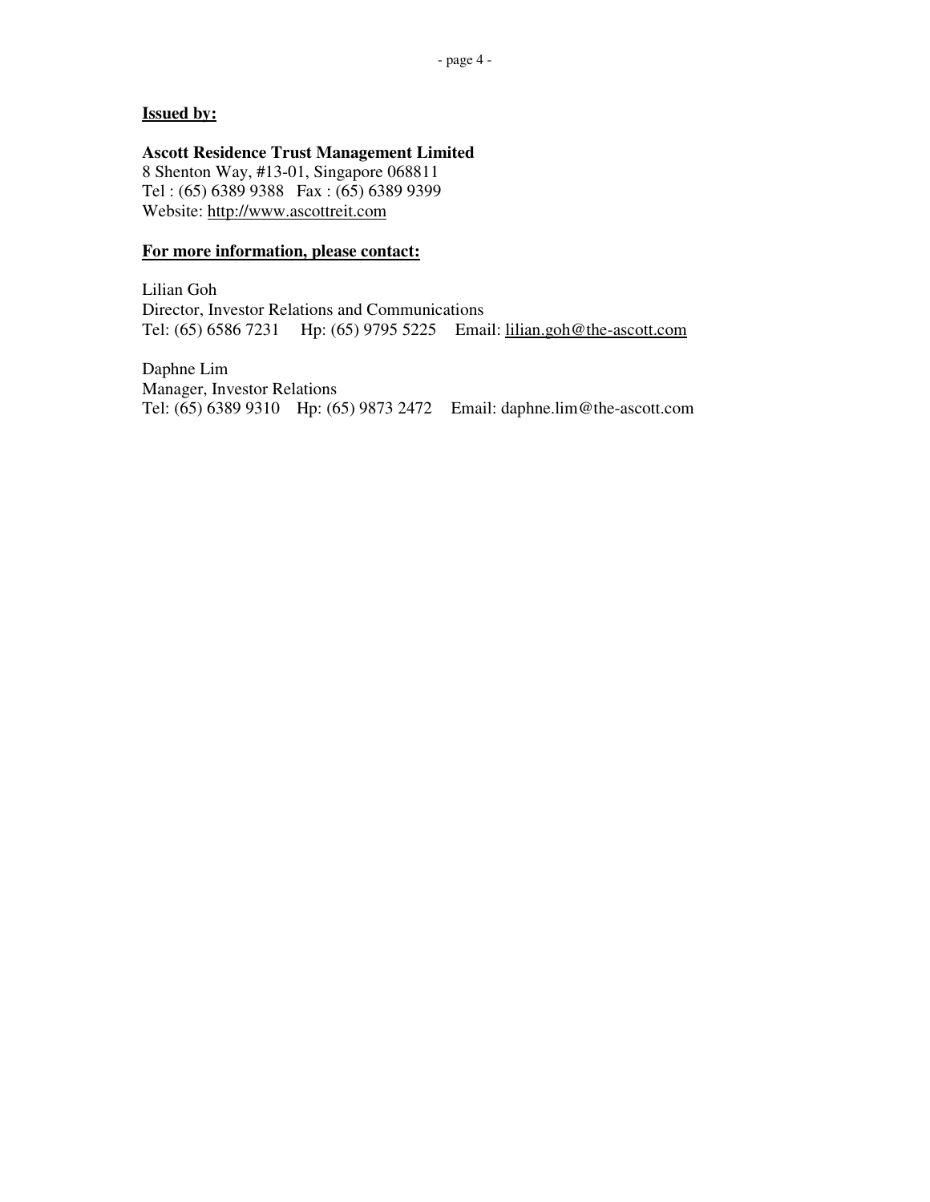**<u>Issued by:</u>**

**Ascott Residence Trust Management Limited**
8 Shenton Way, #13-01, Singapore 068811
Tel : (65) 6389 9388 Fax : (65) 6389 9399
Website: http://www.ascottreit.com

**<u>For more information, please contact:</u>**

Lilian Goh
Director, Investor Relations and Communications
Tel: (65) 6586 7231 Hp: (65) 9795 5225 Email: lilian.goh@the-ascott.com

Daphne Lim
Manager, Investor Relations
Tel: (65) 6389 9310 Hp: (65) 9873 2472 Email: daphne.lim@the-ascott.com